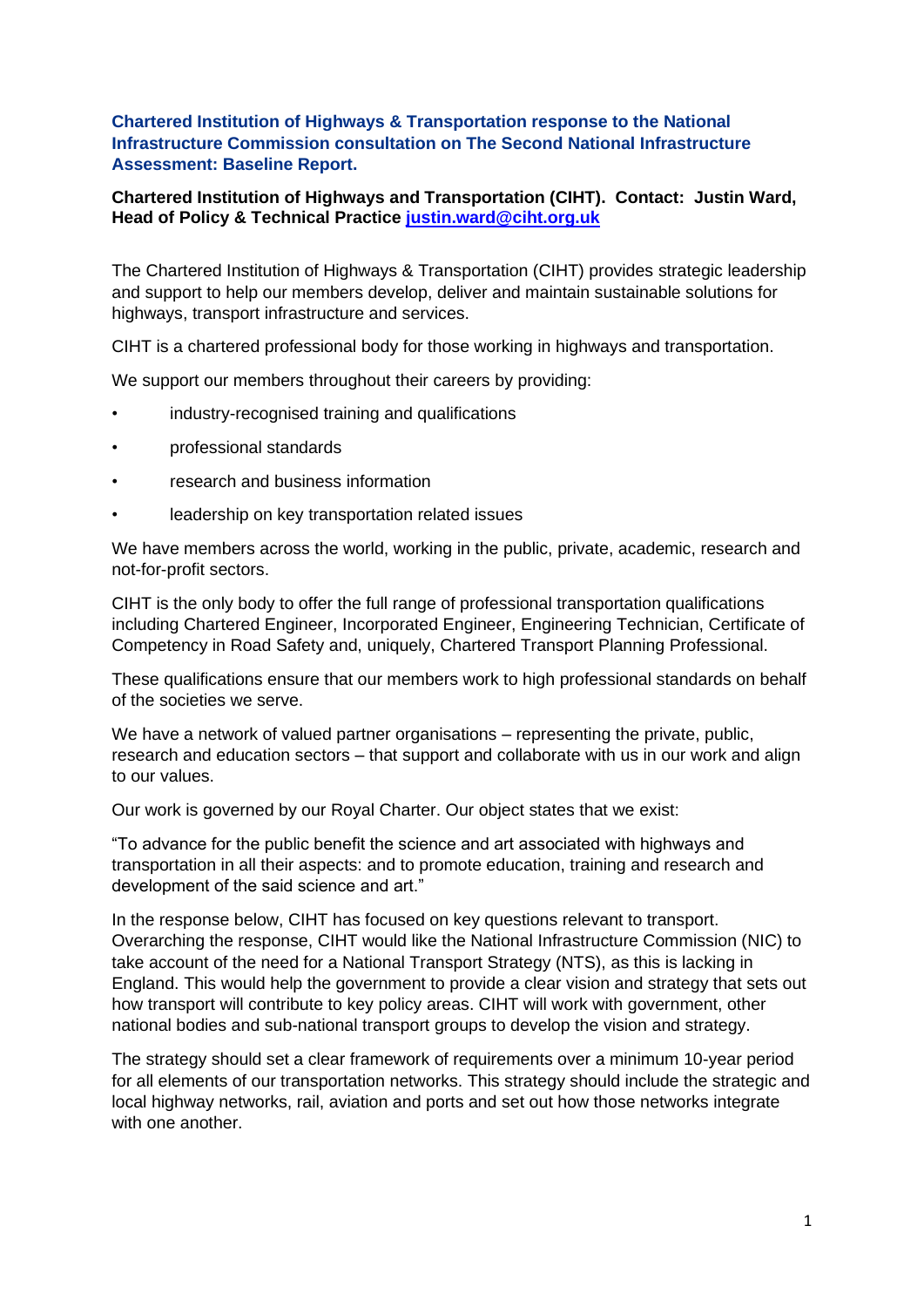**Chartered Institution of Highways & Transportation response to the National Infrastructure Commission consultation on The Second National Infrastructure Assessment: Baseline Report.**

**Chartered Institution of Highways and Transportation (CIHT). Contact: Justin Ward, Head of Policy & Technical Practice [justin.ward@ciht.org.uk](mailto:justin.ward@ciht.org.uk)**

The Chartered Institution of Highways & Transportation (CIHT) provides strategic leadership and support to help our members develop, deliver and maintain sustainable solutions for highways, transport infrastructure and services.

CIHT is a chartered professional body for those working in highways and transportation.

We support our members throughout their careers by providing:

- industry-recognised training and qualifications
- professional standards
- research and business information
- leadership on key transportation related issues

We have members across the world, working in the public, private, academic, research and not-for-profit sectors.

CIHT is the only body to offer the full range of professional transportation qualifications including Chartered Engineer, Incorporated Engineer, Engineering Technician, Certificate of Competency in Road Safety and, uniquely, Chartered Transport Planning Professional.

These qualifications ensure that our members work to high professional standards on behalf of the societies we serve.

We have a network of valued partner organisations – representing the private, public, research and education sectors – that support and collaborate with us in our work and align to our values.

Our work is governed by our Royal Charter. Our object states that we exist:

"To advance for the public benefit the science and art associated with highways and transportation in all their aspects: and to promote education, training and research and development of the said science and art."

In the response below, CIHT has focused on key questions relevant to transport. Overarching the response, CIHT would like the National Infrastructure Commission (NIC) to take account of the need for a National Transport Strategy (NTS), as this is lacking in England. This would help the government to provide a clear vision and strategy that sets out how transport will contribute to key policy areas. CIHT will work with government, other national bodies and sub-national transport groups to develop the vision and strategy.

The strategy should set a clear framework of requirements over a minimum 10-year period for all elements of our transportation networks. This strategy should include the strategic and local highway networks, rail, aviation and ports and set out how those networks integrate with one another.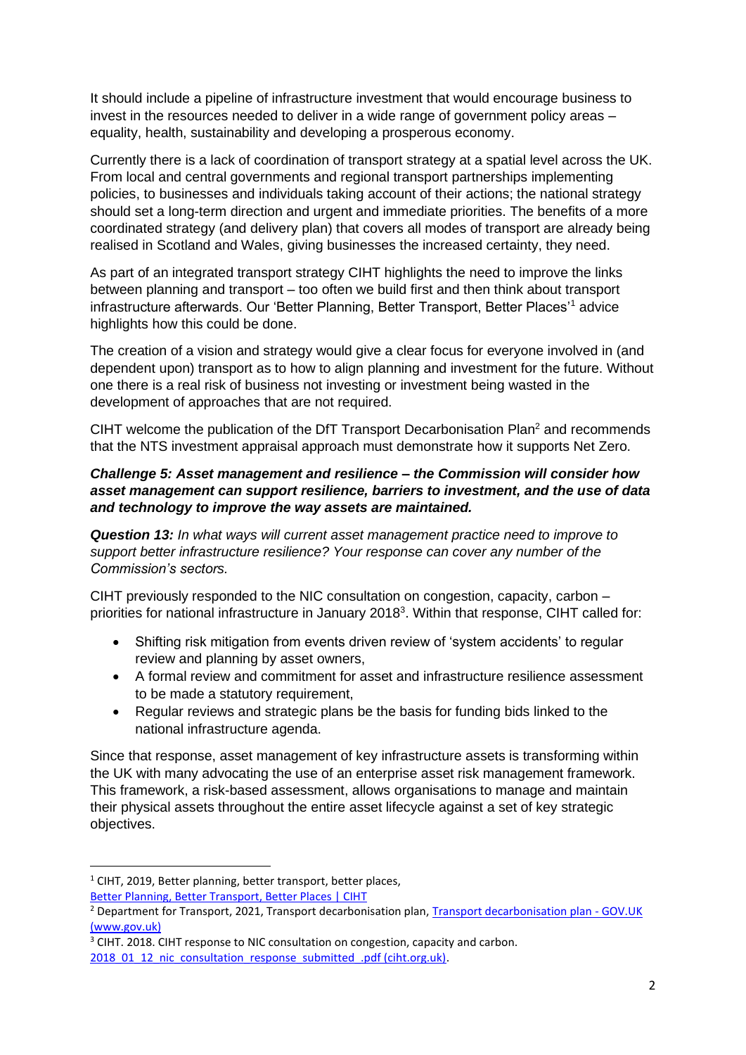It should include a pipeline of infrastructure investment that would encourage business to invest in the resources needed to deliver in a wide range of government policy areas – equality, health, sustainability and developing a prosperous economy.

Currently there is a lack of coordination of transport strategy at a spatial level across the UK. From local and central governments and regional transport partnerships implementing policies, to businesses and individuals taking account of their actions; the national strategy should set a long-term direction and urgent and immediate priorities. The benefits of a more coordinated strategy (and delivery plan) that covers all modes of transport are already being realised in Scotland and Wales, giving businesses the increased certainty, they need.

As part of an integrated transport strategy CIHT highlights the need to improve the links between planning and transport – too often we build first and then think about transport infrastructure afterwards. Our 'Better Planning, Better Transport, Better Places'[1] advice highlights how this could be done.

The creation of a vision and strategy would give a clear focus for everyone involved in (and dependent upon) transport as to how to align planning and investment for the future. Without one there is a real risk of business not investing or investment being wasted in the development of approaches that are not required.

CIHT welcome the publication of the DfT Transport Decarbonisation Plan[2] and recommends that the NTS investment appraisal approach must demonstrate how it supports Net Zero.

***Challenge 5: Asset management and resilience – the Commission will consider how asset management can support resilience, barriers to investment, and the use of data and technology to improve the way assets are maintained.***

***Question 13:*** *In what ways will current asset management practice need to improve to support better infrastructure resilience? Your response can cover any number of the Commission's sectors.*

CIHT previously responded to the NIC consultation on congestion, capacity, carbon – priorities for national infrastructure in January 2018[3]. Within that response, CIHT called for:

- Shifting risk mitigation from events driven review of 'system accidents' to regular review and planning by asset owners,
- A formal review and commitment for asset and infrastructure resilience assessment to be made a statutory requirement,
- Regular reviews and strategic plans be the basis for funding bids linked to the national infrastructure agenda.

Since that response, asset management of key infrastructure assets is transforming within the UK with many advocating the use of an enterprise asset risk management framework. This framework, a risk-based assessment, allows organisations to manage and maintain their physical assets throughout the entire asset lifecycle against a set of key strategic objectives.

---

[1] CIHT, 2019, Better planning, better transport, better places, [Better Planning, Better Transport, Better Places | CIHT]

[2] Department for Transport, 2021, Transport decarbonisation plan, [Transport decarbonisation plan - GOV.UK (www.gov.uk)]

[3] CIHT. 2018. CIHT response to NIC consultation on congestion, capacity and carbon. [2018_01_12_nic_consultation_response_submitted_.pdf (ciht.org.uk)].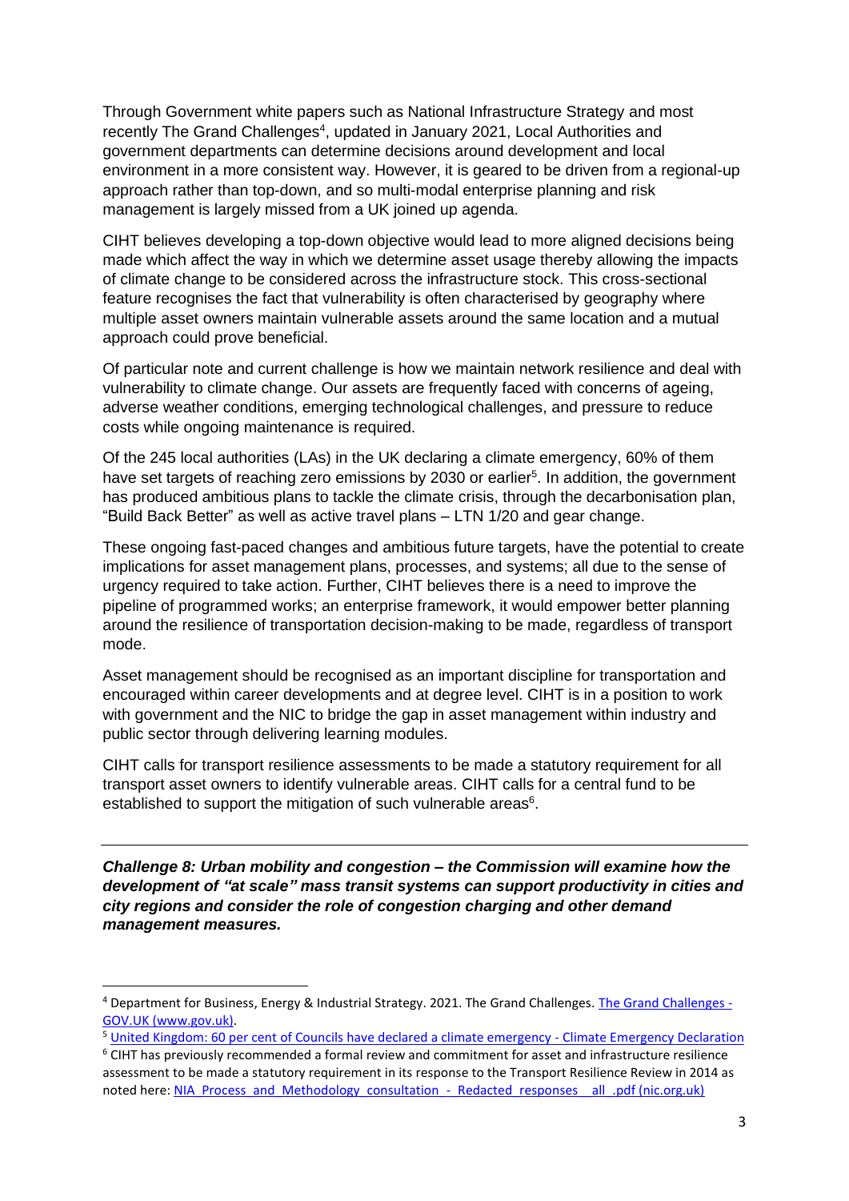Through Government white papers such as National Infrastructure Strategy and most recently The Grand Challenges[4], updated in January 2021, Local Authorities and government departments can determine decisions around development and local environment in a more consistent way. However, it is geared to be driven from a regional-up approach rather than top-down, and so multi-modal enterprise planning and risk management is largely missed from a UK joined up agenda.

CIHT believes developing a top-down objective would lead to more aligned decisions being made which affect the way in which we determine asset usage thereby allowing the impacts of climate change to be considered across the infrastructure stock. This cross-sectional feature recognises the fact that vulnerability is often characterised by geography where multiple asset owners maintain vulnerable assets around the same location and a mutual approach could prove beneficial.

Of particular note and current challenge is how we maintain network resilience and deal with vulnerability to climate change. Our assets are frequently faced with concerns of ageing, adverse weather conditions, emerging technological challenges, and pressure to reduce costs while ongoing maintenance is required.

Of the 245 local authorities (LAs) in the UK declaring a climate emergency, 60% of them have set targets of reaching zero emissions by 2030 or earlier[5]. In addition, the government has produced ambitious plans to tackle the climate crisis, through the decarbonisation plan, "Build Back Better" as well as active travel plans – LTN 1/20 and gear change.

These ongoing fast-paced changes and ambitious future targets, have the potential to create implications for asset management plans, processes, and systems; all due to the sense of urgency required to take action. Further, CIHT believes there is a need to improve the pipeline of programmed works; an enterprise framework, it would empower better planning around the resilience of transportation decision-making to be made, regardless of transport mode.

Asset management should be recognised as an important discipline for transportation and encouraged within career developments and at degree level. CIHT is in a position to work with government and the NIC to bridge the gap in asset management within industry and public sector through delivering learning modules.

CIHT calls for transport resilience assessments to be made a statutory requirement for all transport asset owners to identify vulnerable areas. CIHT calls for a central fund to be established to support the mitigation of such vulnerable areas[6].

---

***Challenge 8: Urban mobility and congestion – the Commission will examine how the development of "at scale" mass transit systems can support productivity in cities and city regions and consider the role of congestion charging and other demand management measures.***

---

[4] Department for Business, Energy & Industrial Strategy. 2021. The Grand Challenges. The Grand Challenges - GOV.UK (www.gov.uk).

[5] United Kingdom: 60 per cent of Councils have declared a climate emergency - Climate Emergency Declaration

[6] CIHT has previously recommended a formal review and commitment for asset and infrastructure resilience assessment to be made a statutory requirement in its response to the Transport Resilience Review in 2014 as noted here: NIA_Process_and_Methodology_consultation_-_Redacted_responses__all_.pdf (nic.org.uk)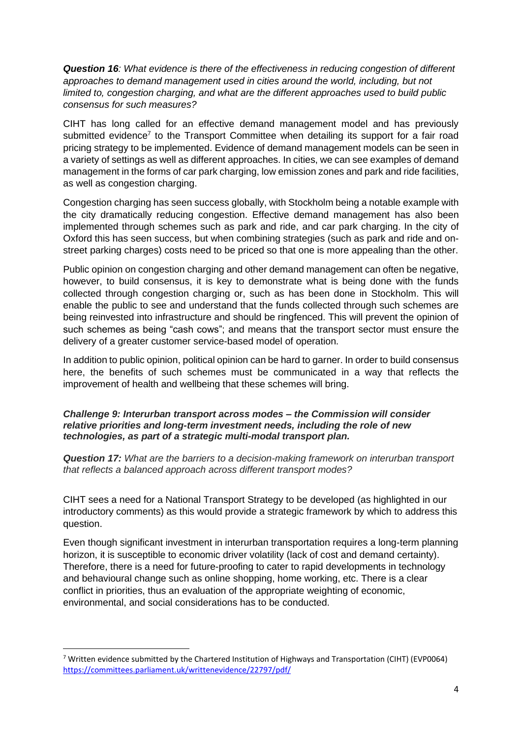***Question 16**: What evidence is there of the effectiveness in reducing congestion of different approaches to demand management used in cities around the world, including, but not limited to, congestion charging, and what are the different approaches used to build public consensus for such measures?*

CIHT has long called for an effective demand management model and has previously submitted evidence[7] to the Transport Committee when detailing its support for a fair road pricing strategy to be implemented. Evidence of demand management models can be seen in a variety of settings as well as different approaches. In cities, we can see examples of demand management in the forms of car park charging, low emission zones and park and ride facilities, as well as congestion charging.

Congestion charging has seen success globally, with Stockholm being a notable example with the city dramatically reducing congestion. Effective demand management has also been implemented through schemes such as park and ride, and car park charging. In the city of Oxford this has seen success, but when combining strategies (such as park and ride and on-street parking charges) costs need to be priced so that one is more appealing than the other.

Public opinion on congestion charging and other demand management can often be negative, however, to build consensus, it is key to demonstrate what is being done with the funds collected through congestion charging or, such as has been done in Stockholm. This will enable the public to see and understand that the funds collected through such schemes are being reinvested into infrastructure and should be ringfenced. This will prevent the opinion of such schemes as being "cash cows"; and means that the transport sector must ensure the delivery of a greater customer service-based model of operation.

In addition to public opinion, political opinion can be hard to garner. In order to build consensus here, the benefits of such schemes must be communicated in a way that reflects the improvement of health and wellbeing that these schemes will bring.

***Challenge 9: Interurban transport across modes – the Commission will consider relative priorities and long-term investment needs, including the role of new technologies, as part of a strategic multi-modal transport plan.***

***Question 17:** What are the barriers to a decision-making framework on interurban transport that reflects a balanced approach across different transport modes?*

CIHT sees a need for a National Transport Strategy to be developed (as highlighted in our introductory comments) as this would provide a strategic framework by which to address this question.

Even though significant investment in interurban transportation requires a long-term planning horizon, it is susceptible to economic driver volatility (lack of cost and demand certainty). Therefore, there is a need for future-proofing to cater to rapid developments in technology and behavioural change such as online shopping, home working, etc. There is a clear conflict in priorities, thus an evaluation of the appropriate weighting of economic, environmental, and social considerations has to be conducted.

---

[7] Written evidence submitted by the Chartered Institution of Highways and Transportation (CIHT) (EVP0064) https://committees.parliament.uk/writtenevidence/22797/pdf/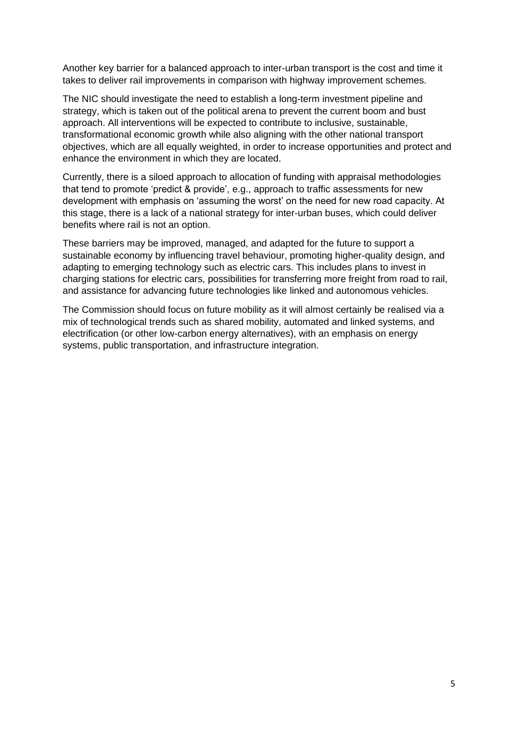Another key barrier for a balanced approach to inter-urban transport is the cost and time it takes to deliver rail improvements in comparison with highway improvement schemes.

The NIC should investigate the need to establish a long-term investment pipeline and strategy, which is taken out of the political arena to prevent the current boom and bust approach. All interventions will be expected to contribute to inclusive, sustainable, transformational economic growth while also aligning with the other national transport objectives, which are all equally weighted, in order to increase opportunities and protect and enhance the environment in which they are located.

Currently, there is a siloed approach to allocation of funding with appraisal methodologies that tend to promote 'predict & provide', e.g., approach to traffic assessments for new development with emphasis on 'assuming the worst' on the need for new road capacity. At this stage, there is a lack of a national strategy for inter-urban buses, which could deliver benefits where rail is not an option.

These barriers may be improved, managed, and adapted for the future to support a sustainable economy by influencing travel behaviour, promoting higher-quality design, and adapting to emerging technology such as electric cars. This includes plans to invest in charging stations for electric cars, possibilities for transferring more freight from road to rail, and assistance for advancing future technologies like linked and autonomous vehicles.

The Commission should focus on future mobility as it will almost certainly be realised via a mix of technological trends such as shared mobility, automated and linked systems, and electrification (or other low-carbon energy alternatives), with an emphasis on energy systems, public transportation, and infrastructure integration.